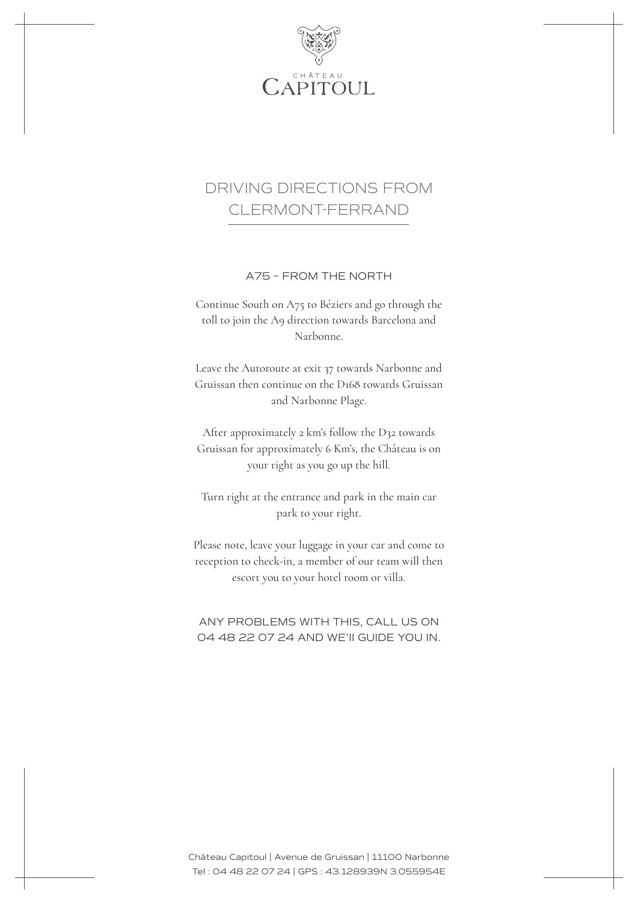CHÂTEAU
CAPITOUL

# DRIVING DIRECTIONS FROM CLERMONT-FERRAND

## A75 – FROM THE NORTH

Continue South on A75 to Béziers and go through the toll to join the A9 direction towards Barcelona and Narbonne.

Leave the Autoroute at exit 37 towards Narbonne and Gruissan then continue on the D168 towards Gruissan and Narbonne Plage.

After approximately 2 km's follow the D32 towards Gruissan for approximately 6 Km's, the Château is on your right as you go up the hill.

Turn right at the entrance and park in the main car park to your right.

Please note, leave your luggage in your car and come to reception to check-in, a member of our team will then escort you to your hotel room or villa.

ANY PROBLEMS WITH THIS, CALL US ON 04 48 22 07 24 AND WE'll GUIDE YOU IN.

Château Capitoul | Avenue de Gruissan | 11100 Narbonne
Tel : 04 48 22 07 24 | GPS : 43.128939N 3.055954E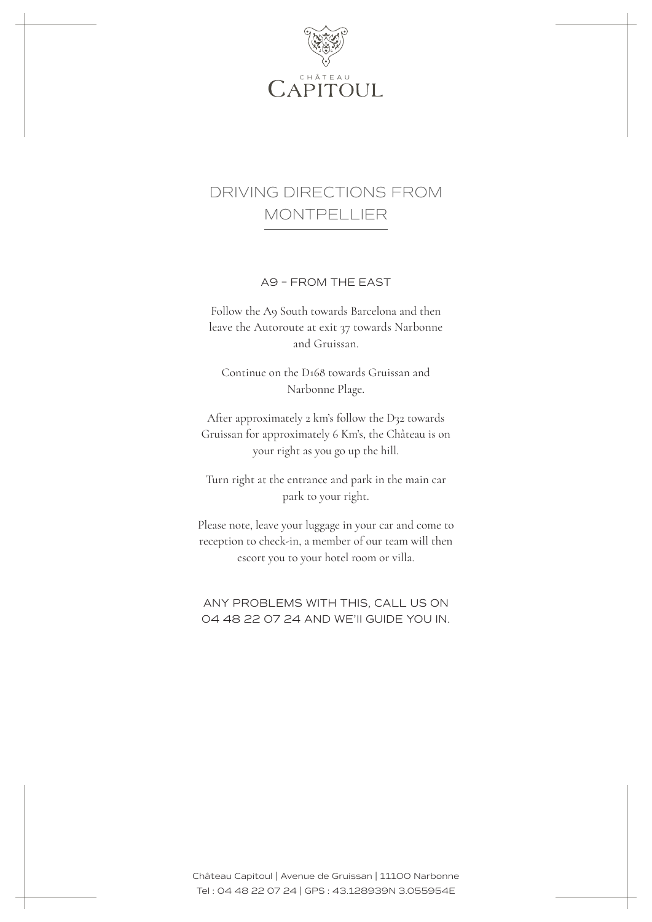CHÂTEAU
CAPITOUL

# DRIVING DIRECTIONS FROM MONTPELLIER

## A9 – FROM THE EAST

Follow the A9 South towards Barcelona and then leave the Autoroute at exit 37 towards Narbonne and Gruissan.

Continue on the D168 towards Gruissan and Narbonne Plage.

After approximately 2 km's follow the D32 towards Gruissan for approximately 6 Km's, the Château is on your right as you go up the hill.

Turn right at the entrance and park in the main car park to your right.

Please note, leave your luggage in your car and come to reception to check-in, a member of our team will then escort you to your hotel room or villa.

ANY PROBLEMS WITH THIS, CALL US ON 04 48 22 07 24 AND WE'll GUIDE YOU IN.

Château Capitoul | Avenue de Gruissan | 11100 Narbonne
Tel : 04 48 22 07 24 | GPS : 43.128939N 3.055954E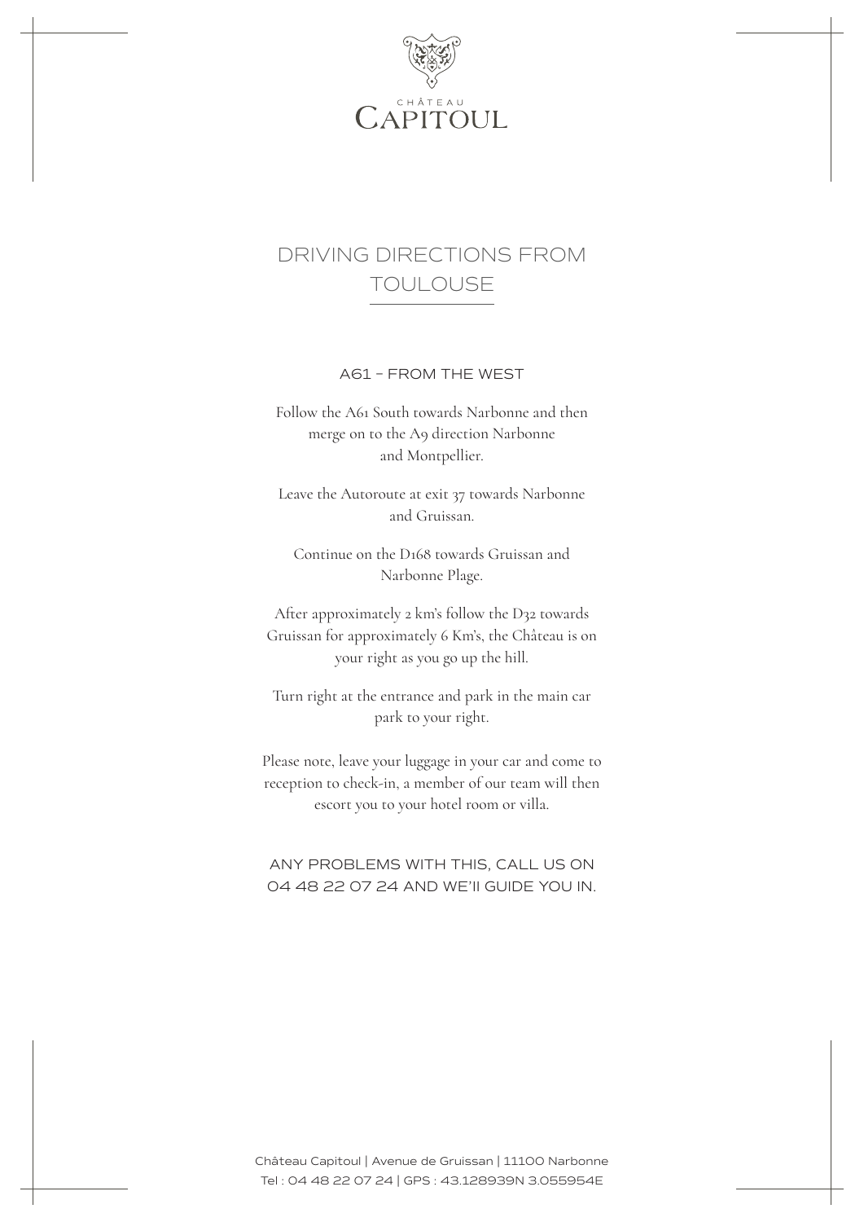CHÂTEAU
CAPITOUL

# DRIVING DIRECTIONS FROM TOULOUSE

## A61 – FROM THE WEST

Follow the A61 South towards Narbonne and then merge on to the A9 direction Narbonne and Montpellier.

Leave the Autoroute at exit 37 towards Narbonne and Gruissan.

Continue on the D168 towards Gruissan and Narbonne Plage.

After approximately 2 km's follow the D32 towards Gruissan for approximately 6 Km's, the Château is on your right as you go up the hill.

Turn right at the entrance and park in the main car park to your right.

Please note, leave your luggage in your car and come to reception to check-in, a member of our team will then escort you to your hotel room or villa.

ANY PROBLEMS WITH THIS, CALL US ON 04 48 22 07 24 AND WE'lI GUIDE YOU IN.

Château Capitoul | Avenue de Gruissan | 11100 Narbonne
Tel : 04 48 22 07 24 | GPS : 43.128939N 3.055954E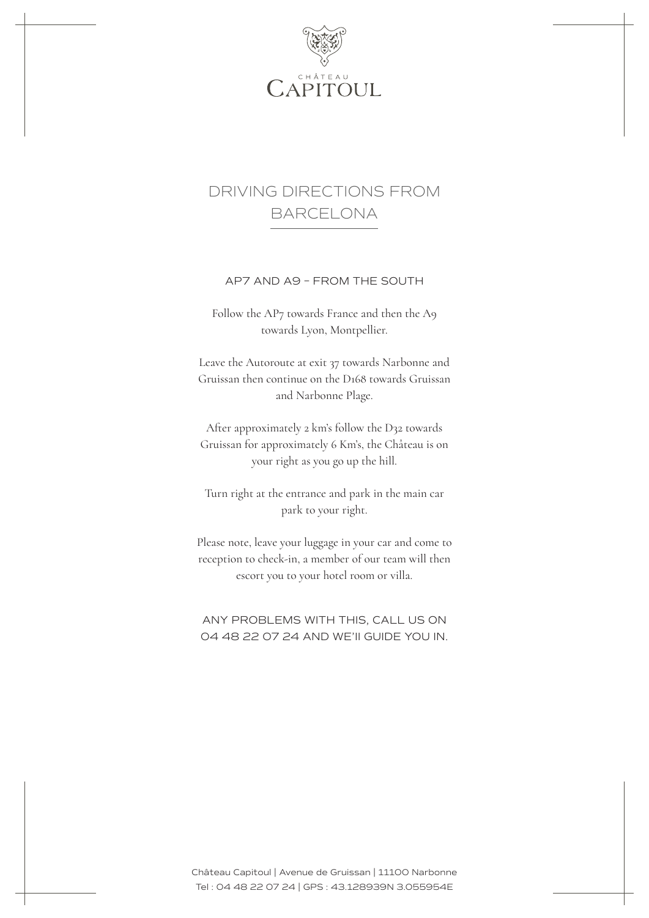CHÂTEAU
CAPITOUL

# DRIVING DIRECTIONS FROM BARCELONA

## AP7 AND A9 – FROM THE SOUTH

Follow the AP7 towards France and then the A9 towards Lyon, Montpellier.

Leave the Autoroute at exit 37 towards Narbonne and Gruissan then continue on the D168 towards Gruissan and Narbonne Plage.

After approximately 2 km's follow the D32 towards Gruissan for approximately 6 Km's, the Château is on your right as you go up the hill.

Turn right at the entrance and park in the main car park to your right.

Please note, leave your luggage in your car and come to reception to check-in, a member of our team will then escort you to your hotel room or villa.

ANY PROBLEMS WITH THIS, CALL US ON 04 48 22 07 24 AND WE'll GUIDE YOU IN.

Château Capitoul | Avenue de Gruissan | 11100 Narbonne
Tel : 04 48 22 07 24 | GPS : 43.128939N 3.055954E